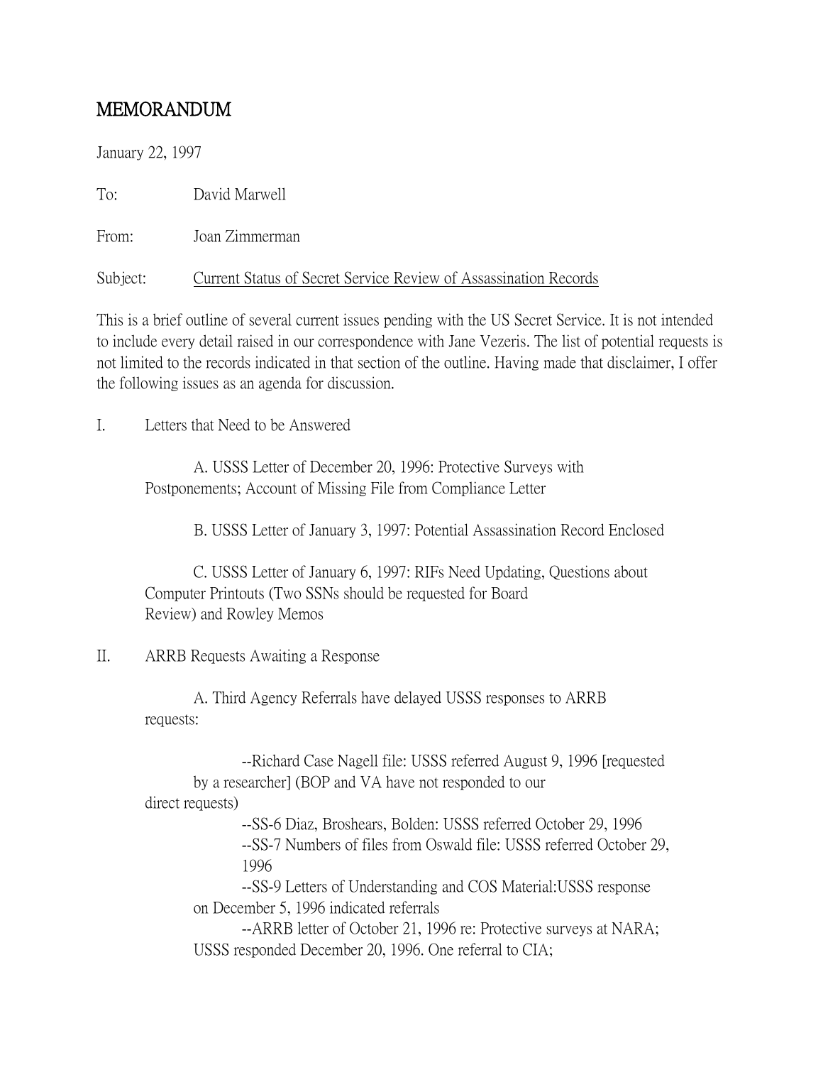# MEMORANDUM

January 22, 1997

To: David Marwell

From: Joan Zimmerman

Subject: Current Status of Secret Service Review of Assassination Records

This is a brief outline of several current issues pending with the US Secret Service. It is not intended to include every detail raised in our correspondence with Jane Vezeris. The list of potential requests is not limited to the records indicated in that section of the outline. Having made that disclaimer, I offer the following issues as an agenda for discussion.

I. Letters that Need to be Answered

A. USSS Letter of December 20, 1996: Protective Surveys with Postponements; Account of Missing File from Compliance Letter

B. USSS Letter of January 3, 1997: Potential Assassination Record Enclosed

C. USSS Letter of January 6, 1997: RIFs Need Updating, Questions about Computer Printouts (Two SSNs should be requested for Board Review) and Rowley Memos

II. ARRB Requests Awaiting a Response

A. Third Agency Referrals have delayed USSS responses to ARRB requests:

--Richard Case Nagell file: USSS referred August 9, 1996 [requested by a researcher] (BOP and VA have not responded to our direct requests)

--SS-6 Diaz, Broshears, Bolden: USSS referred October 29, 1996

--SS-7 Numbers of files from Oswald file: USSS referred October 29, 1996

--SS-9 Letters of Understanding and COS Material:USSS response on December 5, 1996 indicated referrals

--ARRB letter of October 21, 1996 re: Protective surveys at NARA; USSS responded December 20, 1996. One referral to CIA;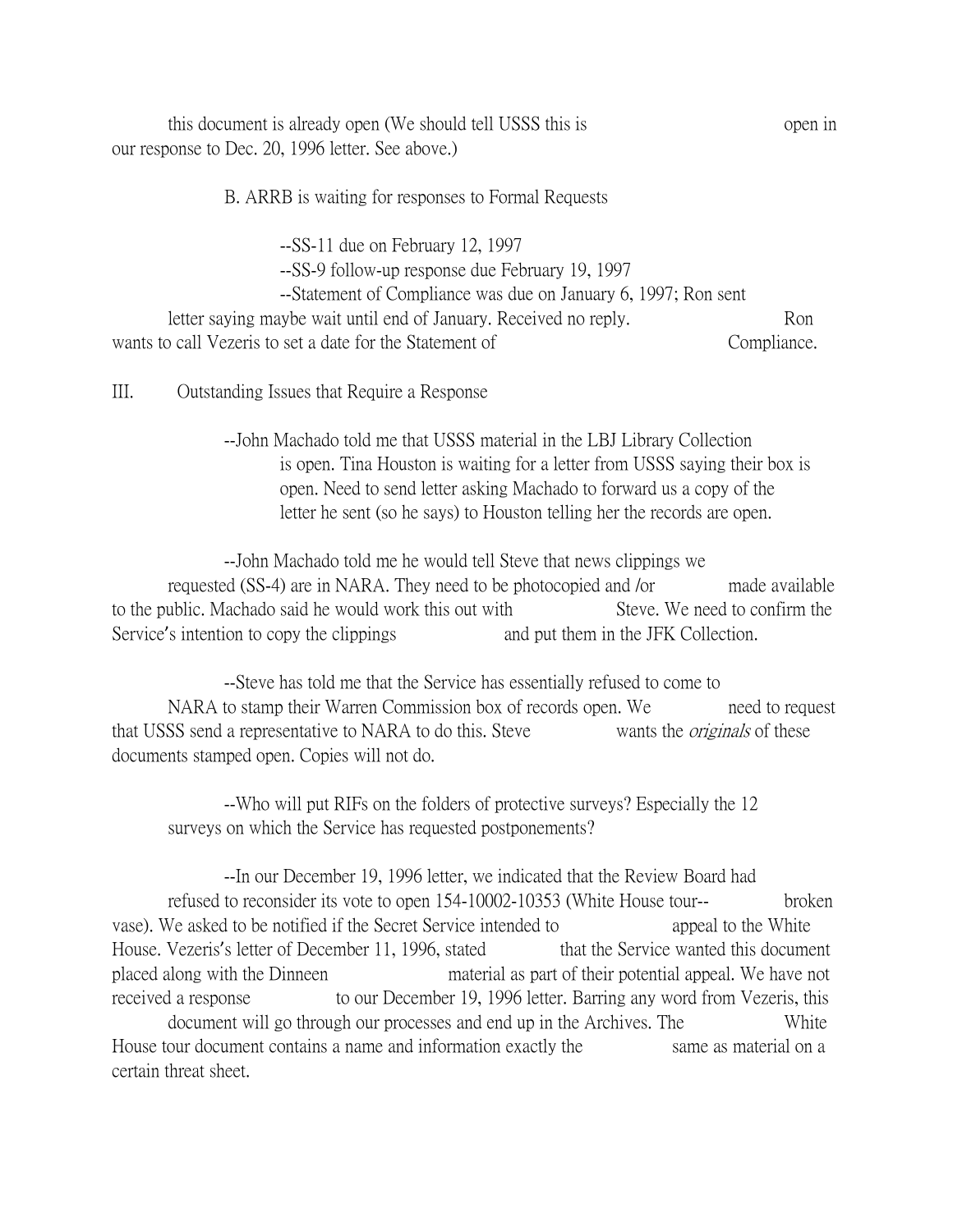this document is already open (We should tell USSS this is open in our response to Dec. 20, 1996 letter. See above.)

B. ARRB is waiting for responses to Formal Requests

--SS-11 due on February 12, 1997
--SS-9 follow-up response due February 19, 1997
--Statement of Compliance was due on January 6, 1997; Ron sent letter saying maybe wait until end of January. Received no reply. Ron wants to call Vezeris to set a date for the Statement of Compliance.

III. Outstanding Issues that Require a Response

--John Machado told me that USSS material in the LBJ Library Collection is open. Tina Houston is waiting for a letter from USSS saying their box is open. Need to send letter asking Machado to forward us a copy of the letter he sent (so he says) to Houston telling her the records are open.

--John Machado told me he would tell Steve that news clippings we requested (SS-4) are in NARA. They need to be photocopied and /or made available to the public. Machado said he would work this out with Steve. We need to confirm the Service's intention to copy the clippings and put them in the JFK Collection.

--Steve has told me that the Service has essentially refused to come to NARA to stamp their Warren Commission box of records open. We need to request that USSS send a representative to NARA to do this. Steve wants the *originals* of these documents stamped open. Copies will not do.

--Who will put RIFs on the folders of protective surveys? Especially the 12 surveys on which the Service has requested postponements?

--In our December 19, 1996 letter, we indicated that the Review Board had refused to reconsider its vote to open 154-10002-10353 (White House tour--broken vase). We asked to be notified if the Secret Service intended to appeal to the White House. Vezeris's letter of December 11, 1996, stated that the Service wanted this document placed along with the Dinneen material as part of their potential appeal. We have not received a response to our December 19, 1996 letter. Barring any word from Vezeris, this document will go through our processes and end up in the Archives. The White House tour document contains a name and information exactly the same as material on a certain threat sheet.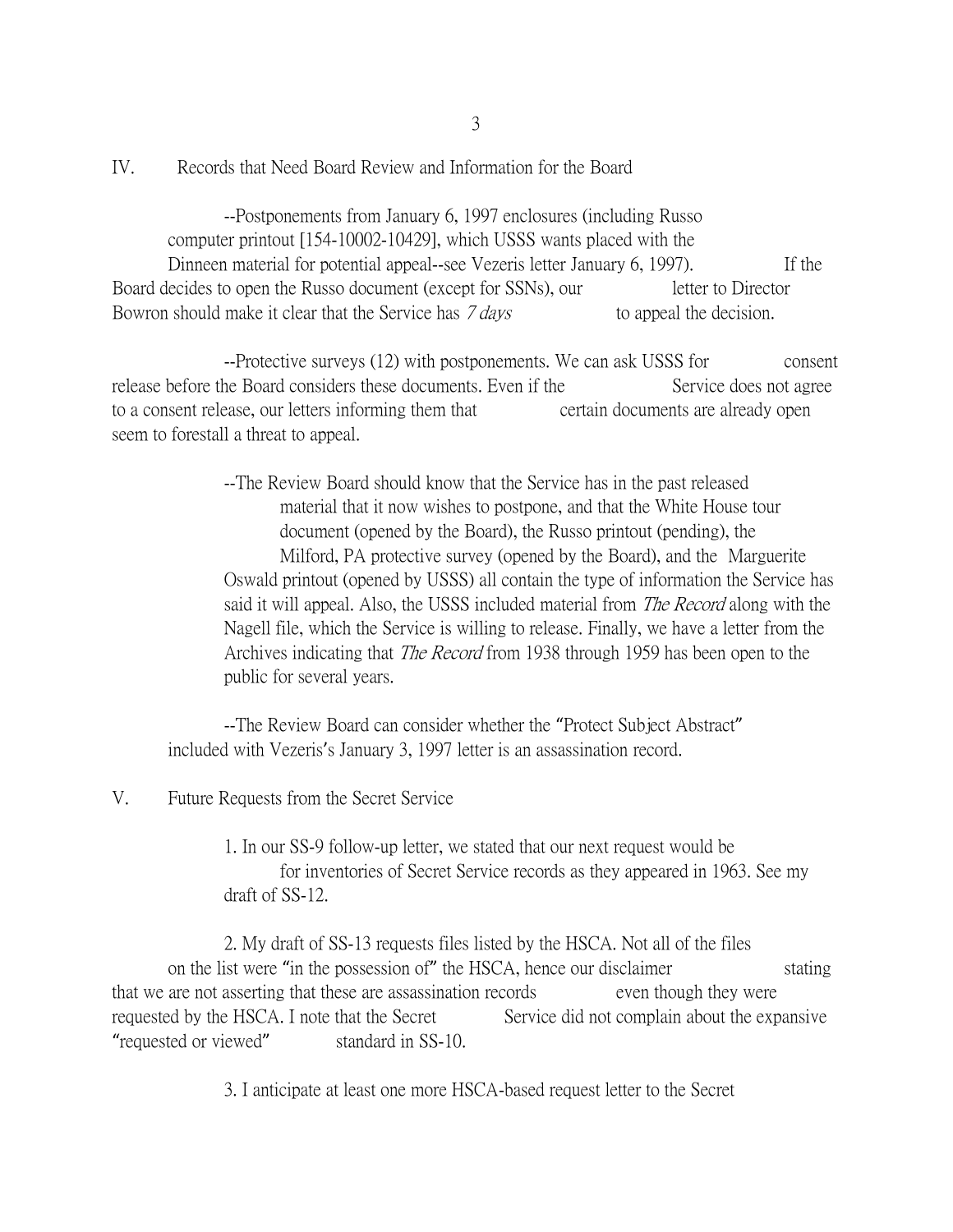IV. Records that Need Board Review and Information for the Board

--Postponements from January 6, 1997 enclosures (including Russo computer printout [154-10002-10429], which USSS wants placed with the Dinneen material for potential appeal--see Vezeris letter January 6, 1997). If the Board decides to open the Russo document (except for SSNs), our letter to Director Bowron should make it clear that the Service has *7 days* to appeal the decision.

--Protective surveys (12) with postponements. We can ask USSS for consent release before the Board considers these documents. Even if the Service does not agree to a consent release, our letters informing them that certain documents are already open seem to forestall a threat to appeal.

--The Review Board should know that the Service has in the past released material that it now wishes to postpone, and that the White House tour document (opened by the Board), the Russo printout (pending), the Milford, PA protective survey (opened by the Board), and the Marguerite Oswald printout (opened by USSS) all contain the type of information the Service has said it will appeal. Also, the USSS included material from *The Record* along with the Nagell file, which the Service is willing to release. Finally, we have a letter from the Archives indicating that *The Record* from 1938 through 1959 has been open to the public for several years.

--The Review Board can consider whether the "Protect Subject Abstract" included with Vezeris's January 3, 1997 letter is an assassination record.

V. Future Requests from the Secret Service

1. In our SS-9 follow-up letter, we stated that our next request would be for inventories of Secret Service records as they appeared in 1963. See my draft of SS-12.

2. My draft of SS-13 requests files listed by the HSCA. Not all of the files on the list were "in the possession of" the HSCA, hence our disclaimer stating that we are not asserting that these are assassination records even though they were requested by the HSCA. I note that the Secret Service did not complain about the expansive "requested or viewed" standard in SS-10.

3. I anticipate at least one more HSCA-based request letter to the Secret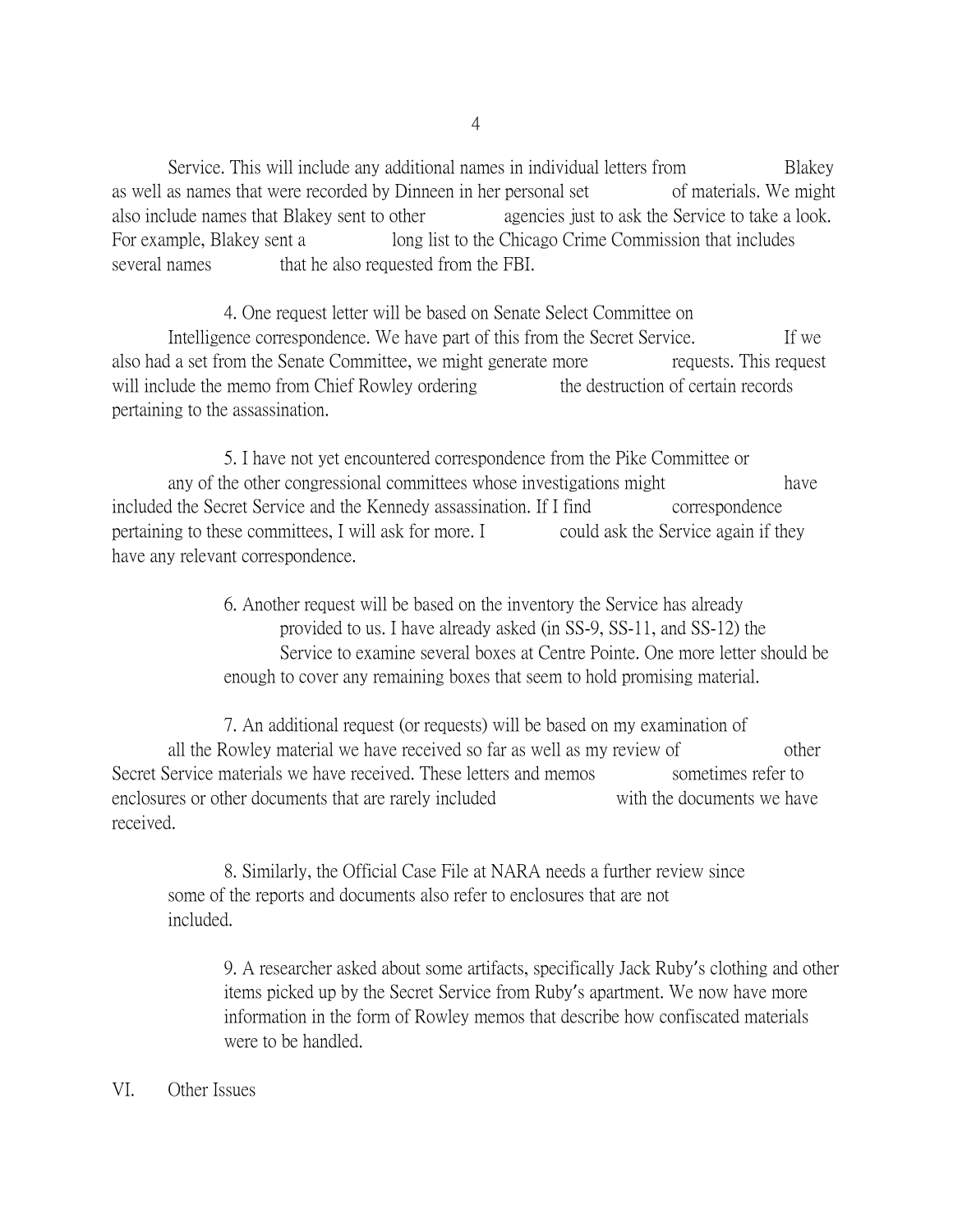Service. This will include any additional names in individual letters from Blakey as well as names that were recorded by Dinneen in her personal set of materials. We might also include names that Blakey sent to other agencies just to ask the Service to take a look. For example, Blakey sent a long list to the Chicago Crime Commission that includes several names that he also requested from the FBI.

4. One request letter will be based on Senate Select Committee on Intelligence correspondence. We have part of this from the Secret Service. If we also had a set from the Senate Committee, we might generate more requests. This request will include the memo from Chief Rowley ordering the destruction of certain records pertaining to the assassination.

5. I have not yet encountered correspondence from the Pike Committee or any of the other congressional committees whose investigations might have included the Secret Service and the Kennedy assassination. If I find correspondence pertaining to these committees, I will ask for more. I could ask the Service again if they have any relevant correspondence.

6. Another request will be based on the inventory the Service has already provided to us. I have already asked (in SS-9, SS-11, and SS-12) the Service to examine several boxes at Centre Pointe. One more letter should be enough to cover any remaining boxes that seem to hold promising material.

7. An additional request (or requests) will be based on my examination of all the Rowley material we have received so far as well as my review of other Secret Service materials we have received. These letters and memos sometimes refer to enclosures or other documents that are rarely included with the documents we have received.

8. Similarly, the Official Case File at NARA needs a further review since some of the reports and documents also refer to enclosures that are not included.

9. A researcher asked about some artifacts, specifically Jack Ruby's clothing and other items picked up by the Secret Service from Ruby's apartment. We now have more information in the form of Rowley memos that describe how confiscated materials were to be handled.

## VI. Other Issues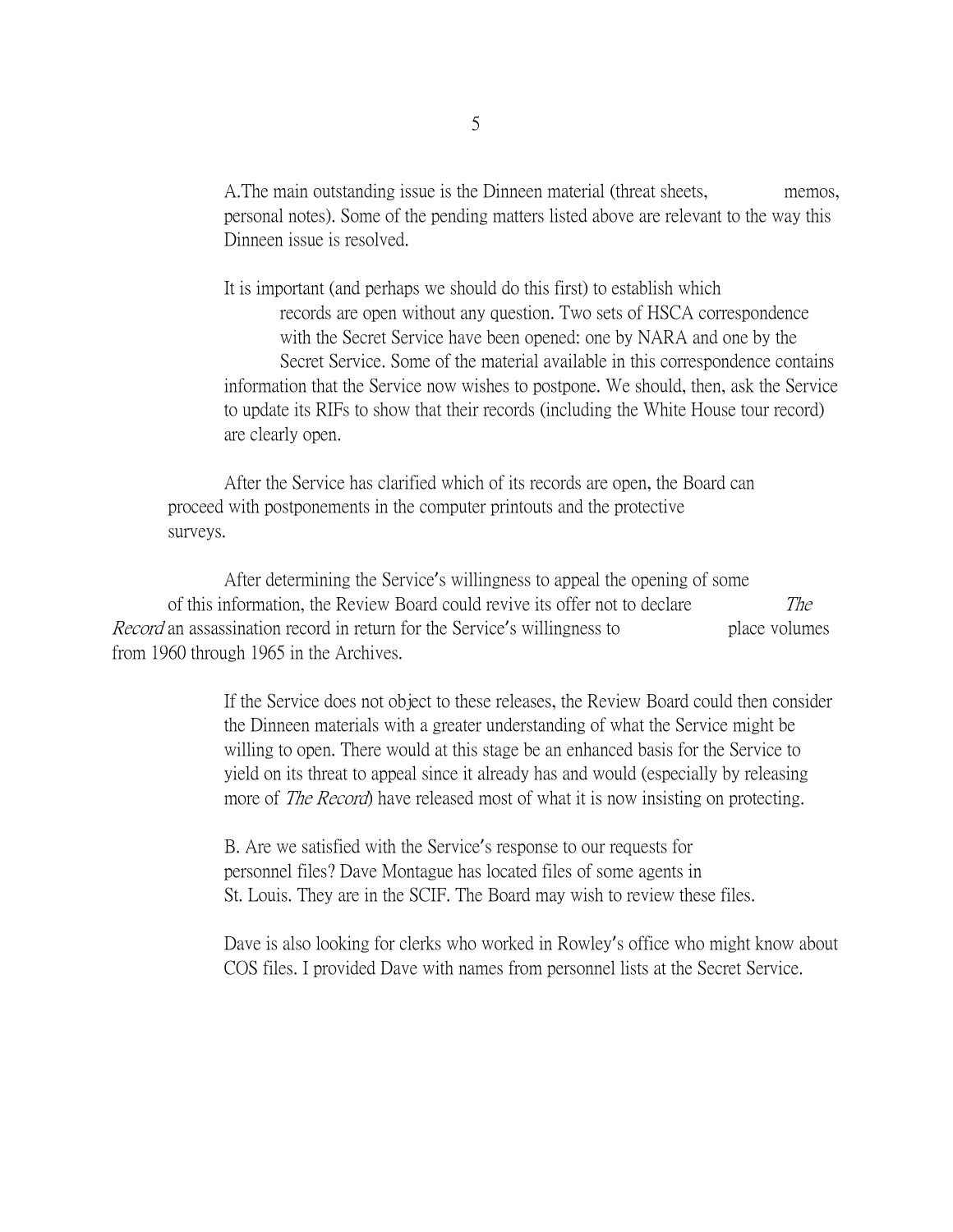A. The main outstanding issue is the Dinneen material (threat sheets, memos, personal notes). Some of the pending matters listed above are relevant to the way this Dinneen issue is resolved.

It is important (and perhaps we should do this first) to establish which records are open without any question. Two sets of HSCA correspondence with the Secret Service have been opened: one by NARA and one by the Secret Service. Some of the material available in this correspondence contains information that the Service now wishes to postpone. We should, then, ask the Service to update its RIFs to show that their records (including the White House tour record) are clearly open.

After the Service has clarified which of its records are open, the Board can proceed with postponements in the computer printouts and the protective surveys.

After determining the Service's willingness to appeal the opening of some of this information, the Review Board could revive its offer not to declare *The Record* an assassination record in return for the Service's willingness to place volumes from 1960 through 1965 in the Archives.

If the Service does not object to these releases, the Review Board could then consider the Dinneen materials with a greater understanding of what the Service might be willing to open. There would at this stage be an enhanced basis for the Service to yield on its threat to appeal since it already has and would (especially by releasing more of *The Record*) have released most of what it is now insisting on protecting.

B. Are we satisfied with the Service's response to our requests for personnel files? Dave Montague has located files of some agents in St. Louis. They are in the SCIF. The Board may wish to review these files.

Dave is also looking for clerks who worked in Rowley's office who might know about COS files. I provided Dave with names from personnel lists at the Secret Service.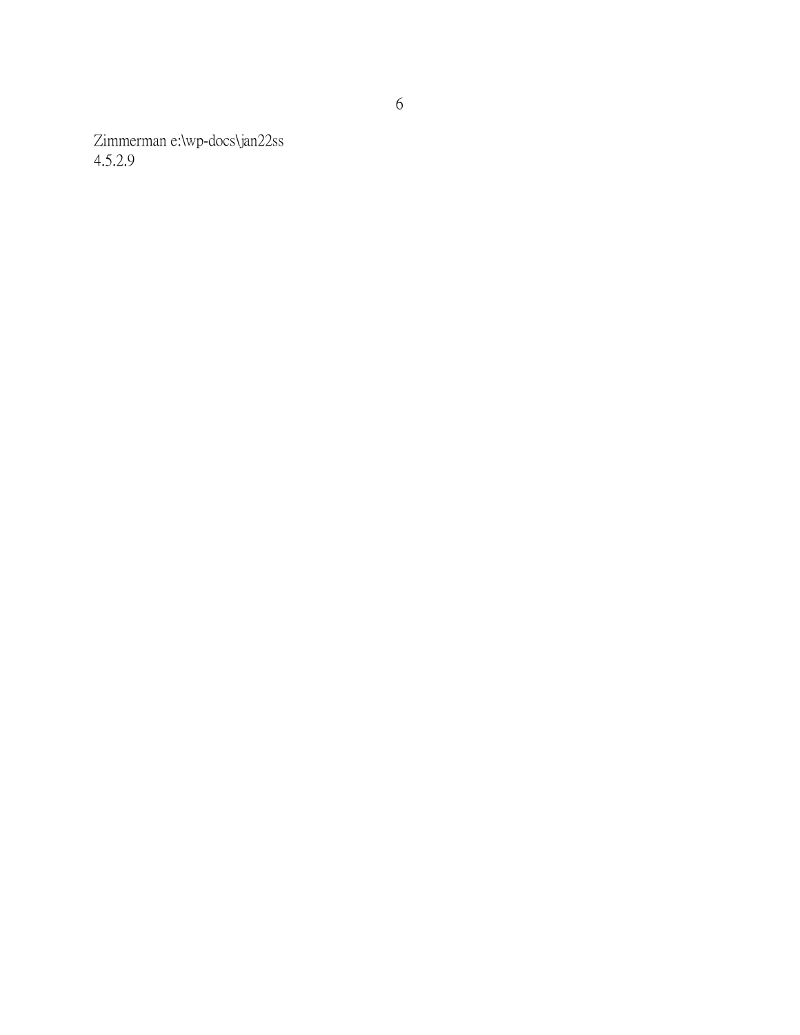Zimmerman e:\wp-docs\jan22ss
4.5.2.9